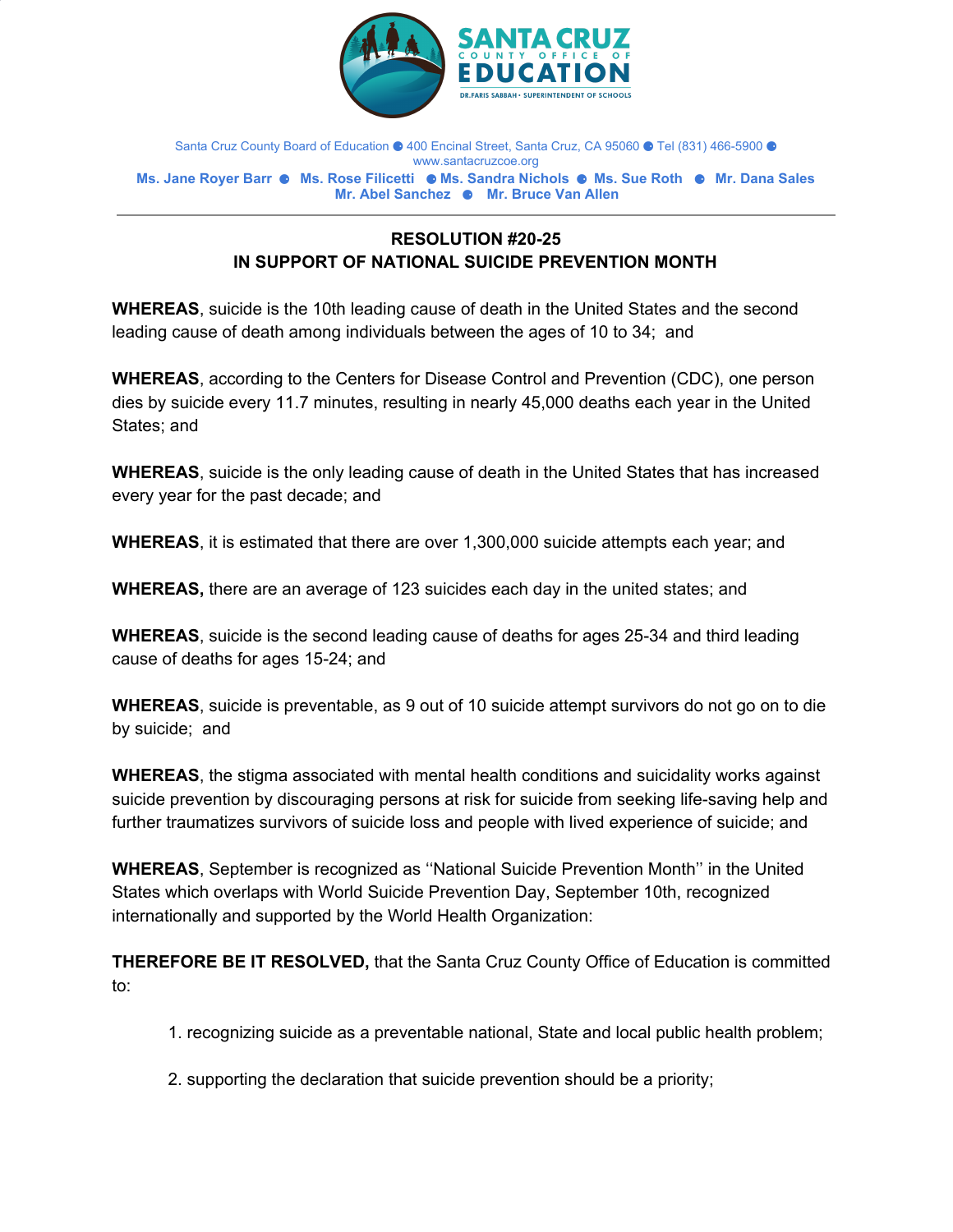SANTA CRUZ COUNTY OFFICE OF EDUCATION

DR.FARIS SABBAH • SUPERINTENDENT OF SCHOOLS

Santa Cruz County Board of Education ● 400 Encinal Street, Santa Cruz, CA 95060 ● Tel (831) 466-5900 ● www.santacruzcoe.org

**Ms. Jane Royer Barr ● Ms. Rose Filicetti ● Ms. Sandra Nichols ● Ms. Sue Roth ● Mr. Dana Sales Mr. Abel Sanchez ● Mr. Bruce Van Allen**

---

## RESOLUTION #20-25
## IN SUPPORT OF NATIONAL SUICIDE PREVENTION MONTH

**WHEREAS**, suicide is the 10th leading cause of death in the United States and the second leading cause of death among individuals between the ages of 10 to 34; and

**WHEREAS**, according to the Centers for Disease Control and Prevention (CDC), one person dies by suicide every 11.7 minutes, resulting in nearly 45,000 deaths each year in the United States; and

**WHEREAS**, suicide is the only leading cause of death in the United States that has increased every year for the past decade; and

**WHEREAS**, it is estimated that there are over 1,300,000 suicide attempts each year; and

**WHEREAS,** there are an average of 123 suicides each day in the united states; and

**WHEREAS**, suicide is the second leading cause of deaths for ages 25-34 and third leading cause of deaths for ages 15-24; and

**WHEREAS**, suicide is preventable, as 9 out of 10 suicide attempt survivors do not go on to die by suicide; and

**WHEREAS**, the stigma associated with mental health conditions and suicidality works against suicide prevention by discouraging persons at risk for suicide from seeking life-saving help and further traumatizes survivors of suicide loss and people with lived experience of suicide; and

**WHEREAS**, September is recognized as ''National Suicide Prevention Month'' in the United States which overlaps with World Suicide Prevention Day, September 10th, recognized internationally and supported by the World Health Organization:

**THEREFORE BE IT RESOLVED,** that the Santa Cruz County Office of Education is committed to:

1. recognizing suicide as a preventable national, State and local public health problem;

2. supporting the declaration that suicide prevention should be a priority;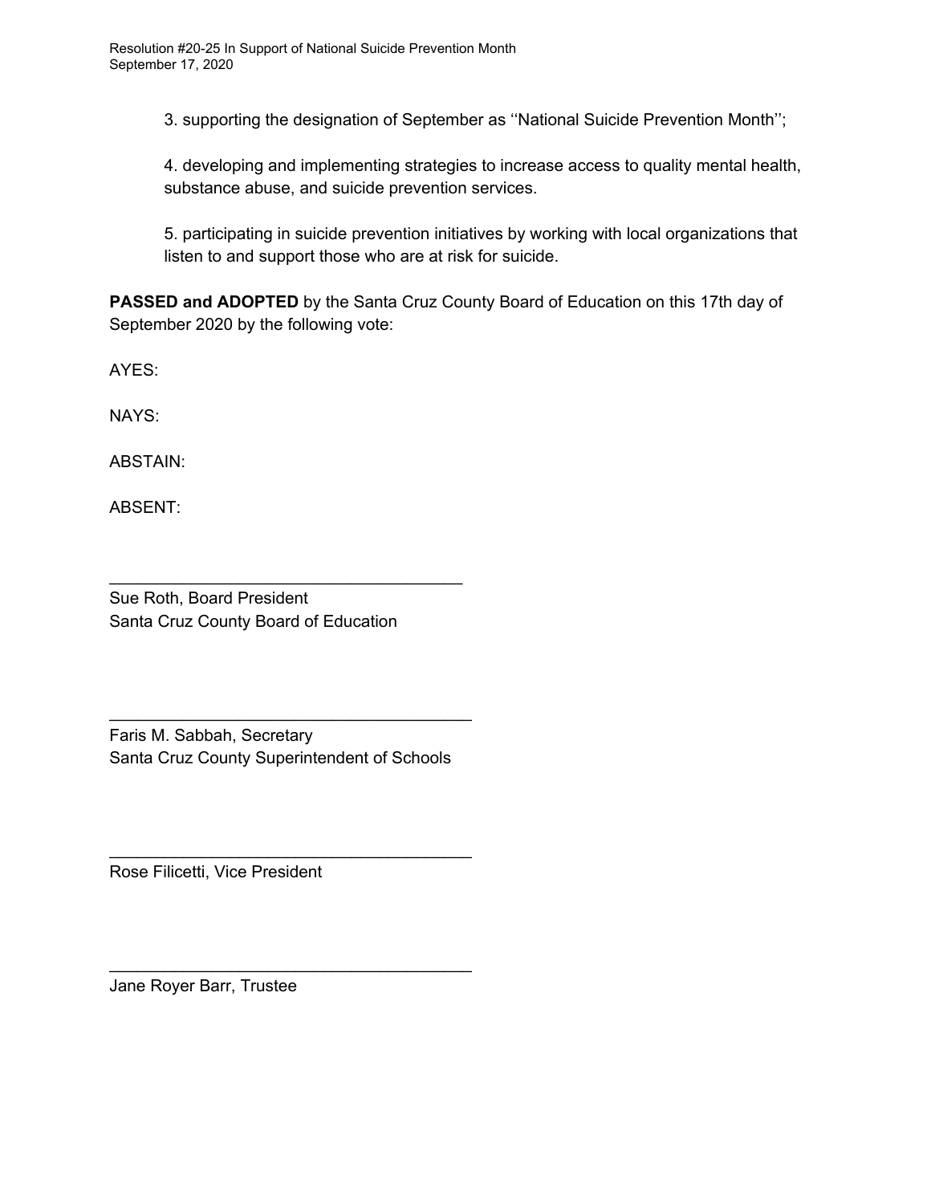3. supporting the designation of September as ''National Suicide Prevention Month'';

4. developing and implementing strategies to increase access to quality mental health, substance abuse, and suicide prevention services.

5. participating in suicide prevention initiatives by working with local organizations that listen to and support those who are at risk for suicide.

**PASSED and ADOPTED** by the Santa Cruz County Board of Education on this 17th day of September 2020 by the following vote:

AYES:

NAYS:

ABSTAIN:

ABSENT:

\_\_\_\_\_\_\_\_\_\_\_\_\_\_\_\_\_\_\_\_\_\_\_\_\_\_\_\_\_\_\_\_\_\_\_\_\_\_\_

Sue Roth, Board President
Santa Cruz County Board of Education

\_\_\_\_\_\_\_\_\_\_\_\_\_\_\_\_\_\_\_\_\_\_\_\_\_\_\_\_\_\_\_\_\_\_\_\_\_\_\_

Faris M. Sabbah, Secretary
Santa Cruz County Superintendent of Schools

\_\_\_\_\_\_\_\_\_\_\_\_\_\_\_\_\_\_\_\_\_\_\_\_\_\_\_\_\_\_\_\_\_\_\_\_\_\_\_

Rose Filicetti, Vice President

\_\_\_\_\_\_\_\_\_\_\_\_\_\_\_\_\_\_\_\_\_\_\_\_\_\_\_\_\_\_\_\_\_\_\_\_\_\_\_

Jane Royer Barr, Trustee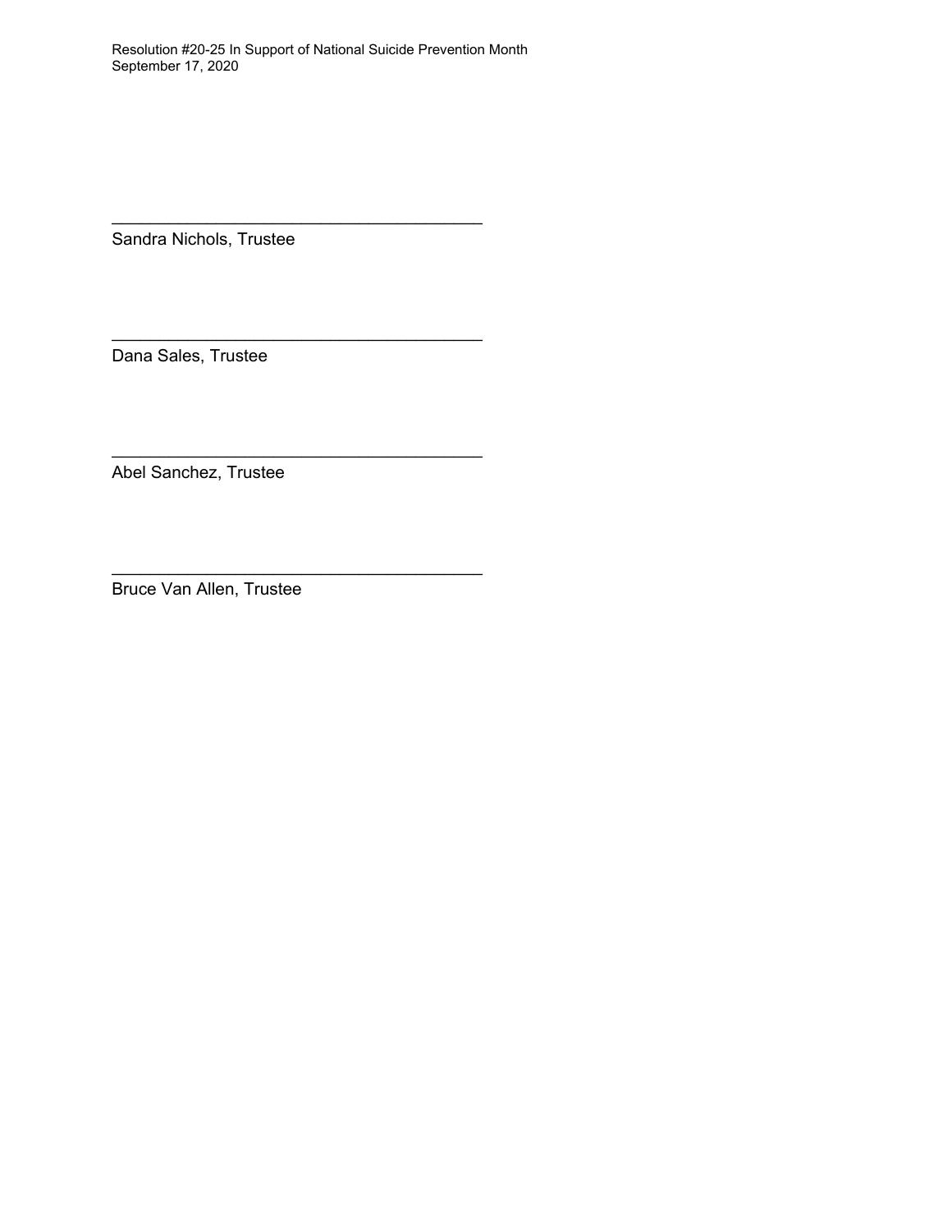________________________________________
Sandra Nichols, Trustee

________________________________________
Dana Sales, Trustee

________________________________________
Abel Sanchez, Trustee

________________________________________
Bruce Van Allen, Trustee